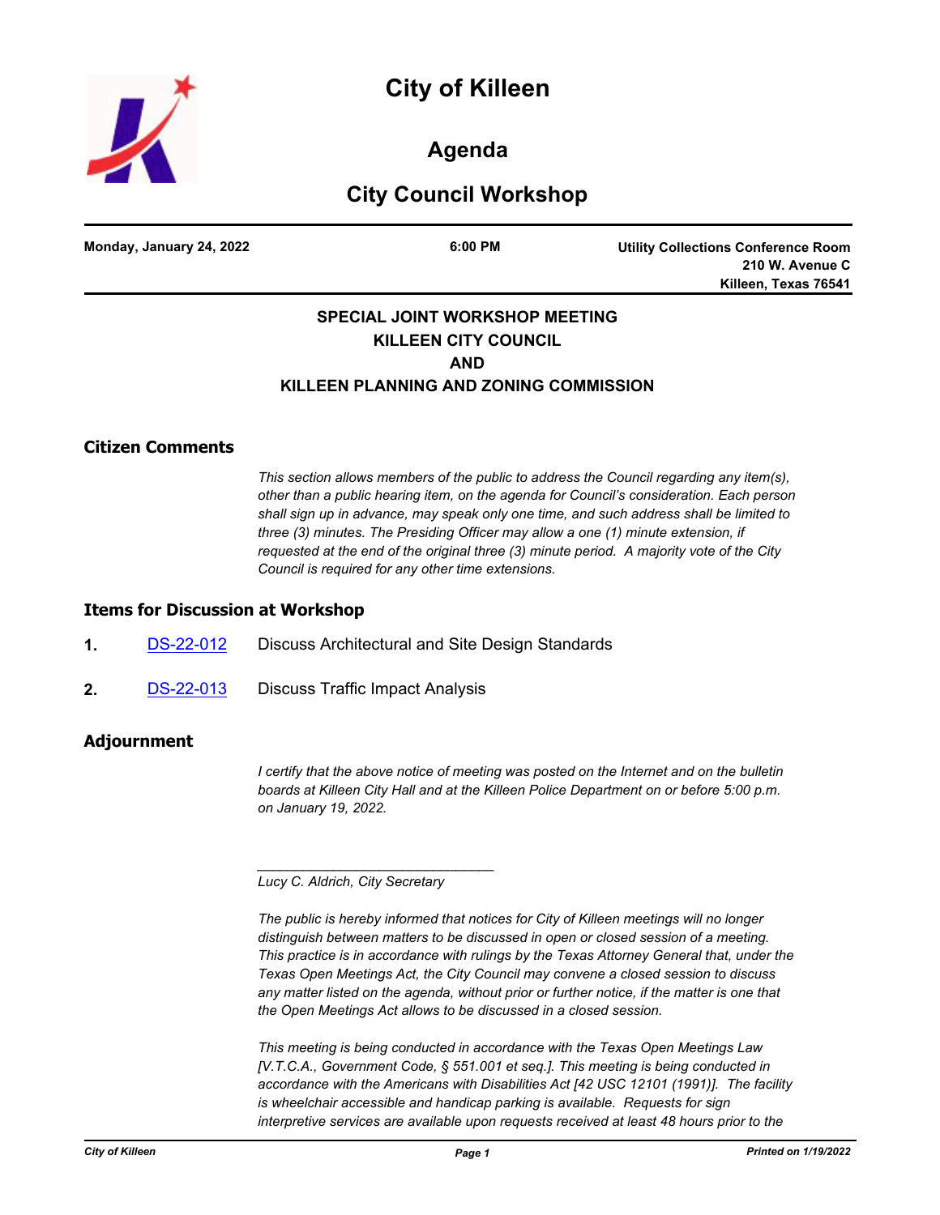# City of Killeen

## Agenda

## City Council Workshop

**Monday, January 24, 2022** | **6:00 PM** | **Utility Collections Conference Room, 210 W. Avenue C, Killeen, Texas 76541**

**SPECIAL JOINT WORKSHOP MEETING**
**KILLEEN CITY COUNCIL**
**AND**
**KILLEEN PLANNING AND ZONING COMMISSION**

### Citizen Comments

*This section allows members of the public to address the Council regarding any item(s), other than a public hearing item, on the agenda for Council's consideration. Each person shall sign up in advance, may speak only one time, and such address shall be limited to three (3) minutes. The Presiding Officer may allow a one (1) minute extension, if requested at the end of the original three (3) minute period. A majority vote of the City Council is required for any other time extensions.*

### Items for Discussion at Workshop

1. DS-22-012 Discuss Architectural and Site Design Standards

2. DS-22-013 Discuss Traffic Impact Analysis

### Adjournment

*I certify that the above notice of meeting was posted on the Internet and on the bulletin boards at Killeen City Hall and at the Killeen Police Department on or before 5:00 p.m. on January 19, 2022.*

_______________________________

*Lucy C. Aldrich, City Secretary*

*The public is hereby informed that notices for City of Killeen meetings will no longer distinguish between matters to be discussed in open or closed session of a meeting. This practice is in accordance with rulings by the Texas Attorney General that, under the Texas Open Meetings Act, the City Council may convene a closed session to discuss any matter listed on the agenda, without prior or further notice, if the matter is one that the Open Meetings Act allows to be discussed in a closed session.*

*This meeting is being conducted in accordance with the Texas Open Meetings Law [V.T.C.A., Government Code, § 551.001 et seq.]. This meeting is being conducted in accordance with the Americans with Disabilities Act [42 USC 12101 (1991)]. The facility is wheelchair accessible and handicap parking is available. Requests for sign interpretive services are available upon requests received at least 48 hours prior to the*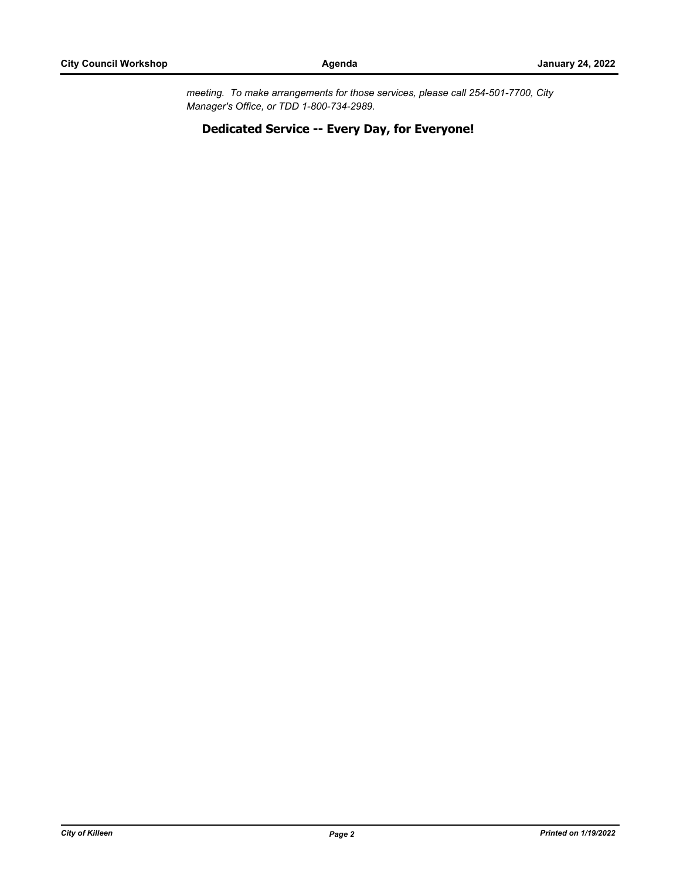*meeting. To make arrangements for those services, please call 254-501-7700, City Manager's Office, or TDD 1-800-734-2989.*

**Dedicated Service -- Every Day, for Everyone!**